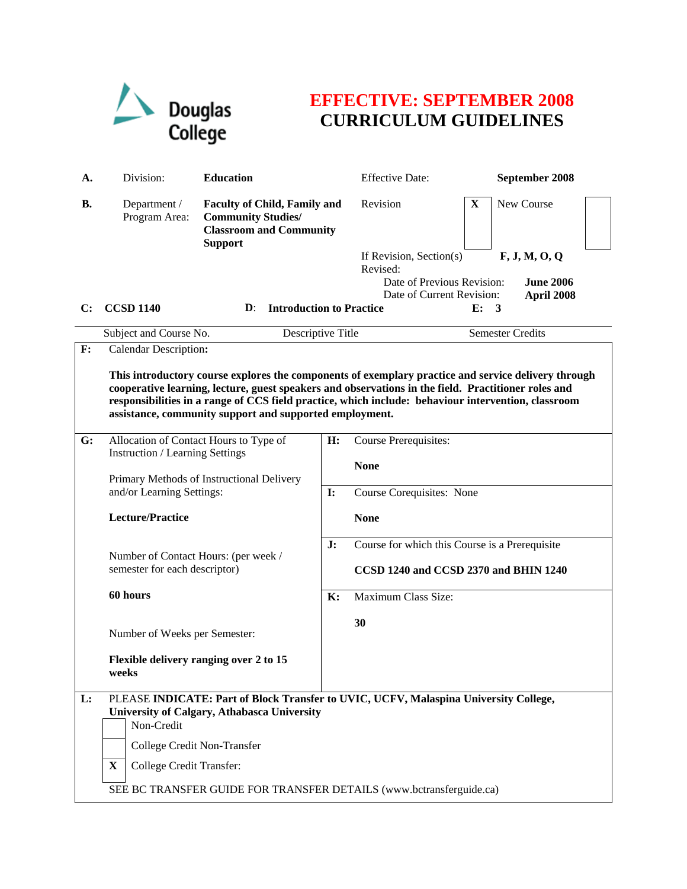Douglas College

# EFFECTIVE: SEPTEMBER 2008
# CURRICULUM GUIDELINES

| | | | | |
|---|---|---|---|---|
| **A.** | Division: | **Education** | Effective Date: | **September 2008** |
| **B.** | Department / Program Area: | **Faculty of Child, Family and Community Studies/ Classroom and Community Support** | Revision **X** | New Course ☐ |
| | | | If Revision, Section(s) Revised: | **F, J, M, O, Q** |
| | | | Date of Previous Revision: | **June 2006** |
| | | | Date of Current Revision: | **April 2008** |

| C: **CCSD 1140** | D: **Introduction to Practice** | E: **3** |
|---|---|---|
| Subject and Course No. | Descriptive Title | Semester Credits |

**F:** Calendar Description**:**

**This introductory course explores the components of exemplary practice and service delivery through cooperative learning, lecture, guest speakers and observations in the field. Practitioner roles and responsibilities in a range of CCS field practice, which include: behaviour intervention, classroom assistance, community support and supported employment.**

**G:** Allocation of Contact Hours to Type of Instruction / Learning Settings

Primary Methods of Instructional Delivery and/or Learning Settings:

**Lecture/Practice**

Number of Contact Hours: (per week / semester for each descriptor)

**60 hours**

Number of Weeks per Semester:

**Flexible delivery ranging over 2 to 15 weeks**

**H:** Course Prerequisites:

**None**

**I:** Course Corequisites: None

**None**

**J:** Course for which this Course is a Prerequisite

**CCSD 1240 and CCSD 2370 and BHIN 1240**

**K:** Maximum Class Size:

**30**

**L:** PLEASE **INDICATE: Part of Block Transfer to UVIC, UCFV, Malaspina University College, University of Calgary, Athabasca University**

- [ ] Non-Credit
- [ ] College Credit Non-Transfer
- [X] College Credit Transfer:

SEE BC TRANSFER GUIDE FOR TRANSFER DETAILS (www.bctransferguide.ca)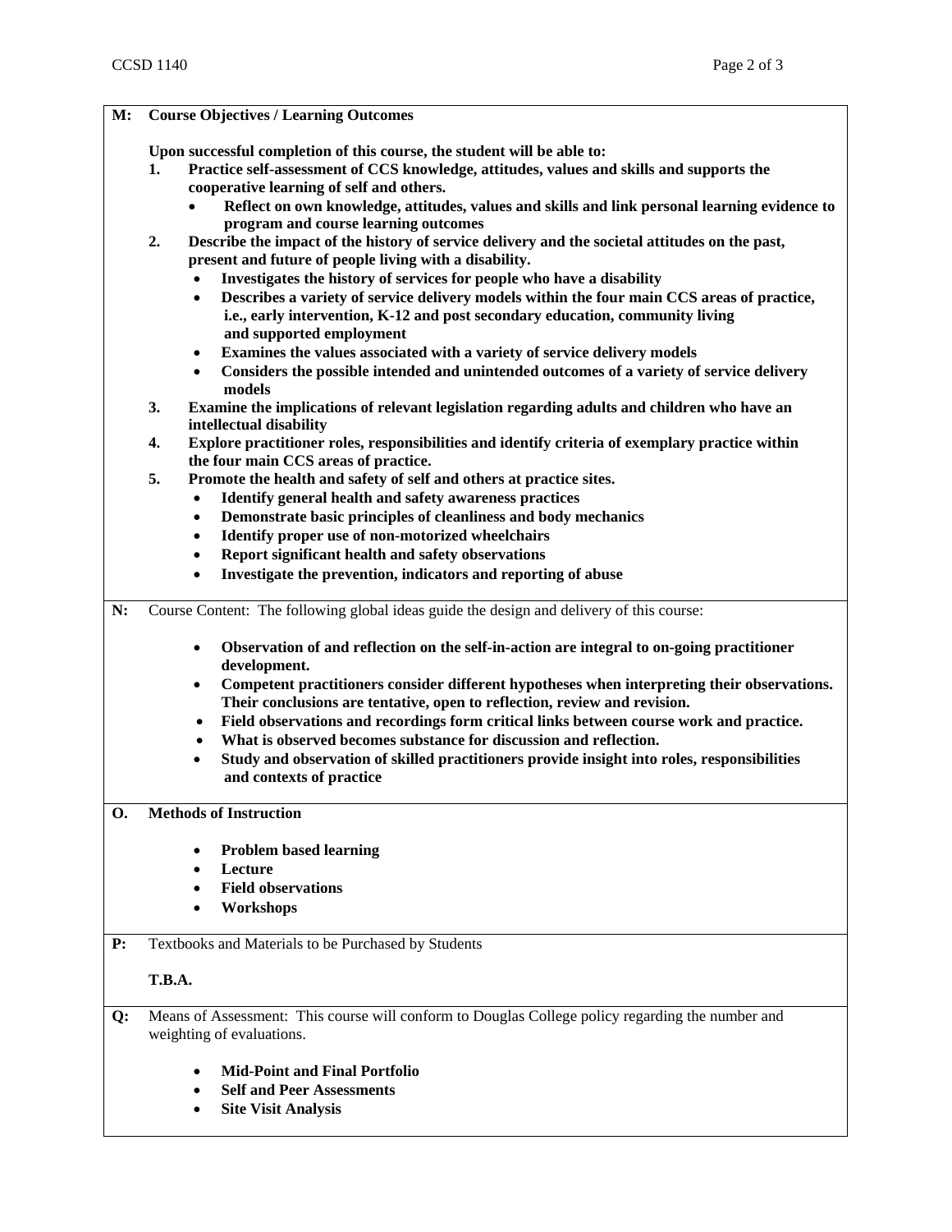**M: Course Objectives / Learning Outcomes**

**Upon successful completion of this course, the student will be able to:**

1. **Practice self-assessment of CCS knowledge, attitudes, values and skills and supports the cooperative learning of self and others.**
   - **Reflect on own knowledge, attitudes, values and skills and link personal learning evidence to program and course learning outcomes**
2. **Describe the impact of the history of service delivery and the societal attitudes on the past, present and future of people living with a disability.**
   - **Investigates the history of services for people who have a disability**
   - **Describes a variety of service delivery models within the four main CCS areas of practice, i.e., early intervention, K-12 and post secondary education, community living and supported employment**
   - **Examines the values associated with a variety of service delivery models**
   - **Considers the possible intended and unintended outcomes of a variety of service delivery models**
3. **Examine the implications of relevant legislation regarding adults and children who have an intellectual disability**
4. **Explore practitioner roles, responsibilities and identify criteria of exemplary practice within the four main CCS areas of practice.**
5. **Promote the health and safety of self and others at practice sites.**
   - **Identify general health and safety awareness practices**
   - **Demonstrate basic principles of cleanliness and body mechanics**
   - **Identify proper use of non-motorized wheelchairs**
   - **Report significant health and safety observations**
   - **Investigate the prevention, indicators and reporting of abuse**

**N:** Course Content: The following global ideas guide the design and delivery of this course:

- **Observation of and reflection on the self-in-action are integral to on-going practitioner development.**
- **Competent practitioners consider different hypotheses when interpreting their observations. Their conclusions are tentative, open to reflection, review and revision.**
- **Field observations and recordings form critical links between course work and practice.**
- **What is observed becomes substance for discussion and reflection.**
- **Study and observation of skilled practitioners provide insight into roles, responsibilities and contexts of practice**

**O. Methods of Instruction**

- **Problem based learning**
- **Lecture**
- **Field observations**
- **Workshops**

**P:** Textbooks and Materials to be Purchased by Students

**T.B.A.**

**Q:** Means of Assessment: This course will conform to Douglas College policy regarding the number and weighting of evaluations.

- **Mid-Point and Final Portfolio**
- **Self and Peer Assessments**
- **Site Visit Analysis**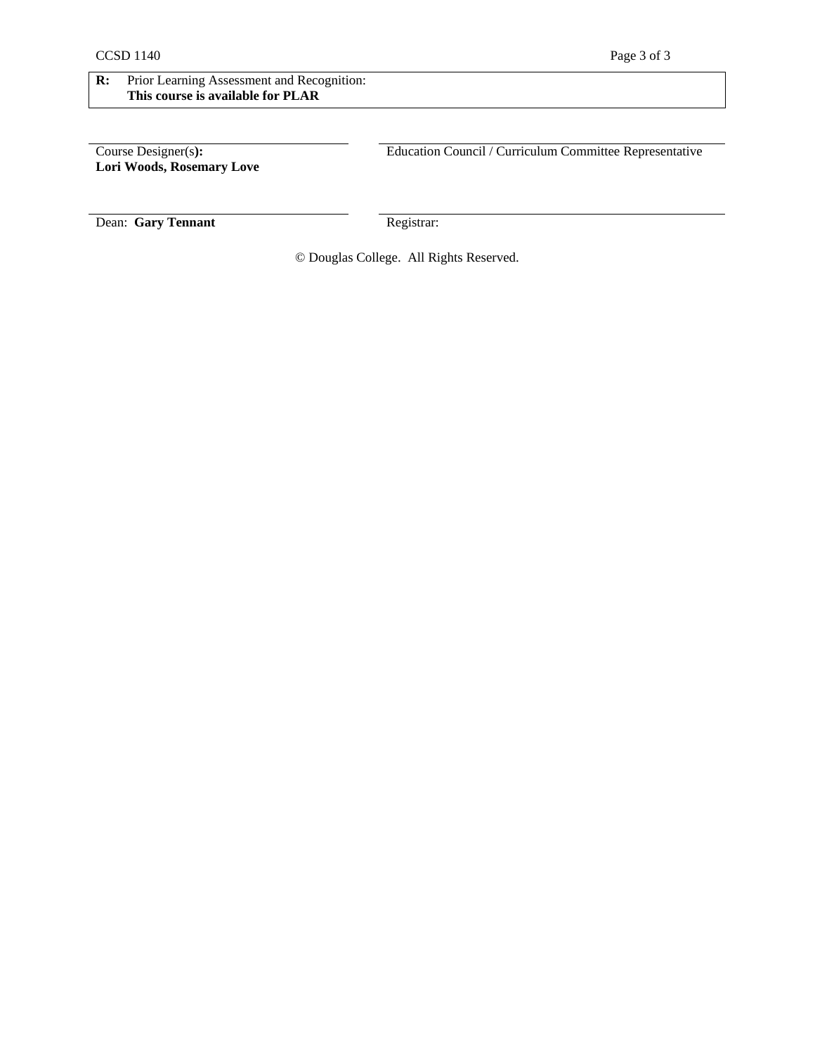| **R:** | Prior Learning Assessment and Recognition: **This course is available for PLAR** |
|---|---|

Course Designer(s): **Lori Woods, Rosemary Love**

Education Council / Curriculum Committee Representative

Dean: **Gary Tennant**

Registrar:

© Douglas College. All Rights Reserved.